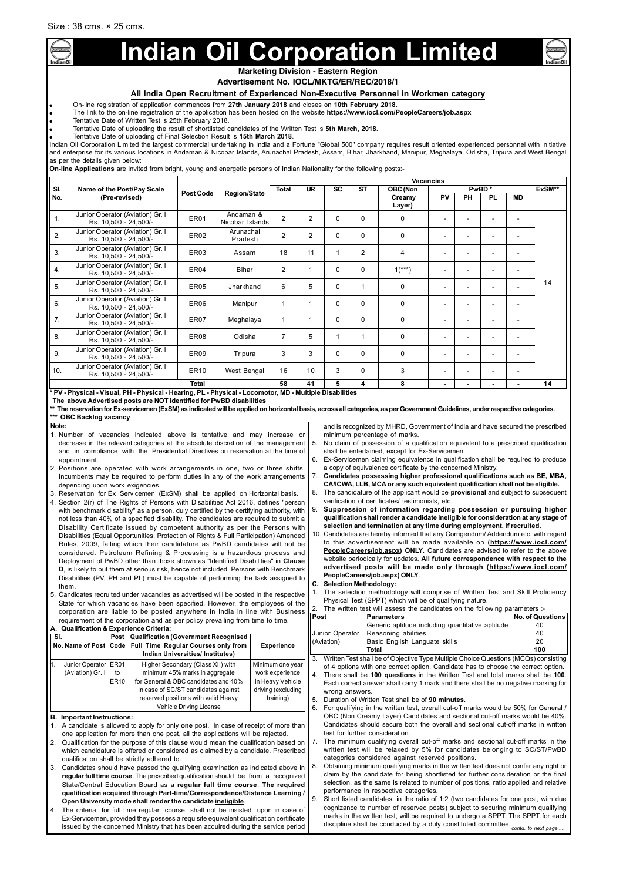Size : 38 cms. × 25 cms.

# Indian Oil Corporation Limited

**Marketing Division - Eastern Region**

**Advertisement No. IOCL/MKTG/ER/REC/2018/1**

## All India Open Recruitment of Experienced Non-Executive Personnel in Workmen category

- On-line registration of application commences from **27th January 2018** and closes on **10th February 2018**.
- The link to the on-line registration of the application has been hosted on the website **https://www.iocl.com/PeopleCareers/job.aspx**
- Tentative Date of Written Test is 25th February 2018.
- Tentative Date of uploading the result of shortlisted candidates of the Written Test is **5th March, 2018**.
- Tentative Date of uploading of Final Selection Result is **15th March 2018**.

Indian Oil Corporation Limited the largest commercial undertaking in India and a Fortune "Global 500" company requires result oriented experienced personnel with initiative and enterprise for its various locations in Andaman & Nicobar Islands, Arunachal Pradesh, Assam, Bihar, Jharkhand, Manipur, Meghalaya, Odisha, Tripura and West Bengal as per the details given below:

**On-line Applications** are invited from bright, young and energetic persons of Indian Nationality for the following posts:-

| Sl. No. | Name of the Post/Pay Scale (Pre-revised) | Post Code | Region/State | Vacancies | | | | | | | | | |
|---|---|---|---|---|---|---|---|---|---|---|---|---|---|
| | | | | Total | UR | SC | ST | OBC (Non Creamy Layer) | PwBD* | | | | ExSM** |
| | | | | | | | | | PV | PH | PL | MD | |
| 1. | Junior Operator (Aviation) Gr. I Rs. 10,500 - 24,500/- | ER01 | Andaman & Nicobar Islands | 2 | 2 | 0 | 0 | 0 | - | - | - | - | 14 |
| 2. | Junior Operator (Aviation) Gr. I Rs. 10,500 - 24,500/- | ER02 | Arunachal Pradesh | 2 | 2 | 0 | 0 | 0 | - | - | - | - | |
| 3. | Junior Operator (Aviation) Gr. I Rs. 10,500 - 24,500/- | ER03 | Assam | 18 | 11 | 1 | 2 | 4 | - | - | - | - | |
| 4. | Junior Operator (Aviation) Gr. I Rs. 10,500 - 24,500/- | ER04 | Bihar | 2 | 1 | 0 | 0 | 1(***) | - | - | - | - | |
| 5. | Junior Operator (Aviation) Gr. I Rs. 10,500 - 24,500/- | ER05 | Jharkhand | 6 | 5 | 0 | 1 | 0 | - | - | - | - | |
| 6. | Junior Operator (Aviation) Gr. I Rs. 10,500 - 24,500/- | ER06 | Manipur | 1 | 1 | 0 | 0 | 0 | - | - | - | - | |
| 7. | Junior Operator (Aviation) Gr. I Rs. 10,500 - 24,500/- | ER07 | Meghalaya | 1 | 1 | 0 | 0 | 0 | - | - | - | - | |
| 8. | Junior Operator (Aviation) Gr. I Rs. 10,500 - 24,500/- | ER08 | Odisha | 7 | 5 | 1 | 1 | 0 | - | - | - | - | |
| 9. | Junior Operator (Aviation) Gr. I Rs. 10,500 - 24,500/- | ER09 | Tripura | 3 | 3 | 0 | 0 | 0 | - | - | - | - | |
| 10. | Junior Operator (Aviation) Gr. I Rs. 10,500 - 24,500/- | ER10 | West Bengal | 16 | 10 | 3 | 0 | 3 | - | - | - | - | |
| | | Total | | 58 | 41 | 5 | 4 | 8 | - | - | - | - | 14 |

*** PV - Physical - Visual, PH - Physical - Hearing, PL - Physical - Locomotor, MD - Multiple Disabilities**

**The above Advertised posts are NOT identified for PwBD disabilities**

**\*\* The reservation for Ex-servicemen (ExSM) as indicated will be applied on horizontal basis, across all categories, as per Government Guidelines, under respective categories.**

**\*\*\* OBC Backlog vacancy**

**Note:**

1. Number of vacancies indicated above is tentative and may increase or decrease in the relevant categories at the absolute discretion of the management and in compliance with the Presidential Directives on reservation at the time of appointment.
2. Positions are operated with work arrangements in one, two or three shifts. Incumbents may be required to perform duties in any of the work arrangements depending upon work exigencies.
3. Reservation for Ex Servicemen (ExSM) shall be applied on Horizontal basis.
4. Section 2(r) of The Rights of Persons with Disabilities Act 2016, defines "person with benchmark disability" as a person, duly certified by the certifying authority, with not less than 40% of a specified disability. The candidates are required to submit a Disability Certificate issued by competent authority as per the Persons with Disabilities (Equal Opportunities, Protection of Rights & Full Participation) Amended Rules, 2009, failing which their candidature as PwBD candidates will not be considered. Petroleum Refining & Processing is a hazardous process and Deployment of PwBD other than those shown as "Identified Disabilities" in **Clause D**, is likely to put them at serious risk, hence not included. Persons with Benchmark Disabilities (PV, PH and PL) must be capable of performing the task assigned to them.
5. Candidates recruited under vacancies as advertised will be posted in the respective State for which vacancies have been specified. However, the employees of the corporation are liable to be posted anywhere in India in line with Business requirement of the corporation and as per policy prevailing from time to time.

**A. Qualification & Experience Criteria:**

| Sl. No. | Name of Post | Post Code | Qualification (Government Recognised Full Time Regular Courses only from Indian Universities/ Institutes) | Experience |
|---|---|---|---|---|
| 1. | Junior Operator (Aviation) Gr. I | ER01 to ER10 | Higher Secondary (Class XII) with minimum 45% marks in aggregate for General & OBC candidates and 40% in case of SC/ST candidates against reserved positions with valid Heavy Vehicle Driving License | Minimum one year work experience in Heavy Vehicle driving (excluding training) |

**B. Important Instructions:**

1. A candidate is allowed to apply for only **one** post. In case of receipt of more than one application for more than one post, all the applications will be rejected.
2. Qualification for the purpose of this clause would mean the qualification based on which candidature is offered or considered as claimed by a candidate. Prescribed qualification shall be strictly adhered to.
3. Candidates should have passed the qualifying examination as indicated above in **regular full time course**. The prescribed qualification should be from a recognized State/Central Education Board as a **regular full time course**. **The required qualification acquired through Part-time/Correspondence/Distance Learning / Open University mode shall render the candidate ineligible**.
4. The criteria for full time regular course shall not be insisted upon in case of Ex-Servicemen, provided they possess a requisite equivalent qualification certificate issued by the concerned Ministry that has been acquired during the service period and is recognized by MHRD, Government of India and have secured the prescribed minimum percentage of marks.
5. No claim of possession of a qualification equivalent to a prescribed qualification shall be entertained, except for Ex-Servicemen.
6. Ex-Servicemen claiming equivalence in qualification shall be required to produce a copy of equivalence certificate by the concerned Ministry.
7. **Candidates possessing higher professional qualifications such as BE, MBA, CA/ICWA, LLB, MCA or any such equivalent qualification shall not be eligible.**
8. The candidature of the applicant would be **provisional** and subject to subsequent verification of certificates/ testimonials, etc.
9. **Suppression of information regarding possession or pursuing higher qualification shall render a candidate ineligible for consideration at any stage of selection and termination at any time during employment, if recruited.**
10. Candidates are hereby informed that any Corrigendum/ Addendum etc. with regard to this advertisement will be made available on (**https://www.iocl.com/PeopleCareers/job.aspx**) **ONLY**. Candidates are advised to refer to the above website periodically for updates. **All future correspondence with respect to the advertised posts will be made only through (https://www.iocl.com/PeopleCareers/job.aspx) ONLY**.

**C. Selection Methodology:**

1. The selection methodology will comprise of Written Test and Skill Proficiency Physical Test (SPPT) which will be of qualifying nature.
2. The written test will assess the candidates on the following parameters :-

| Post | Parameters | No. of Questions |
|---|---|---|
| Junior Operator (Aviation) | Generic aptitude including quantitative aptitude | 40 |
| | Reasoning abilities | 40 |
| | Basic English Languate skills | 20 |
| | **Total** | **100** |

3. Written Test shall be of Objective Type Multiple Choice Questions (MCQs) consisting of 4 options with one correct option. Candidate has to choose the correct option.
4. There shall be **100 questions** in the Written Test and total marks shall be **100**. Each correct answer shall carry 1 mark and there shall be no negative marking for wrong answers.
5. Duration of Written Test shall be of **90 minutes**.
6. For qualifying in the written test, overall cut-off marks would be 50% for General / OBC (Non Creamy Layer) Candidates and sectional cut-off marks would be 40%. Candidates should secure both the overall and sectional cut-off marks in written test for further consideration.
7. The minimum qualifying overall cut-off marks and sectional cut-off marks in the written test will be relaxed by 5% for candidates belonging to SC/ST/PwBD categories considered against reserved positions.
8. Obtaining minimum qualifying marks in the written test does not confer any right or claim by the candidate for being shortlisted for further consideration or the final selection, as the same is related to number of positions, ratio applied and relative performance in respective categories.
9. Short listed candidates, in the ratio of 1:2 (two candidates for one post, with due cognizance to number of reserved posts) subject to securing minimum qualifying marks in the written test, will be required to undergo a SPPT. The SPPT for each discipline shall be conducted by a duly constituted committee.

*contd. to next page.....*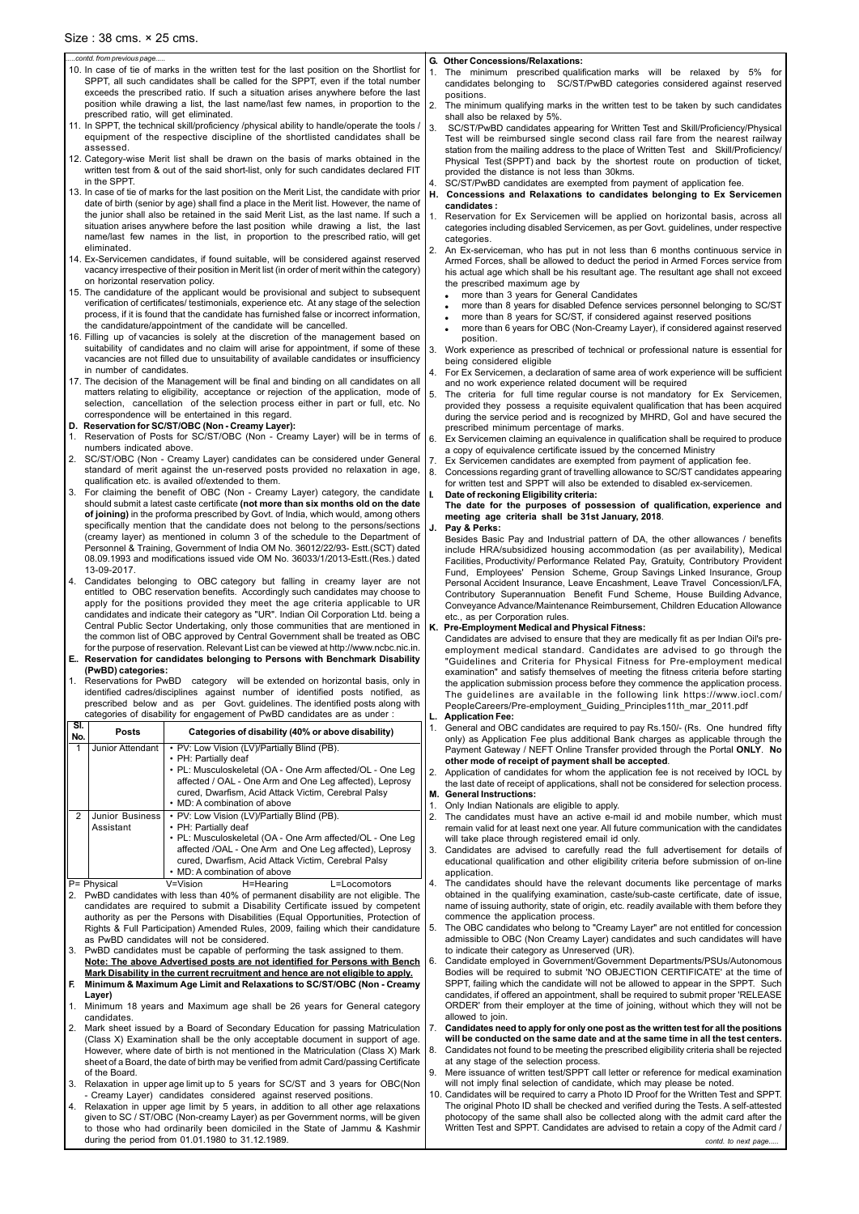Size : 38 cms. × 25 cms.

*.....contd. from previous page.....*

10. In case of tie of marks in the written test for the last position on the Shortlist for SPPT, all such candidates shall be called for the SPPT, even if the total number exceeds the prescribed ratio. If such a situation arises anywhere before the last position while drawing a list, the last name/last few names, in proportion to the prescribed ratio, will get eliminated.
11. In SPPT, the technical skill/proficiency /physical ability to handle/operate the tools / equipment of the respective discipline of the shortlisted candidates shall be assessed.
12. Category-wise Merit list shall be drawn on the basis of marks obtained in the written test from & out of the said short-list, only for such candidates declared FIT in the SPPT.
13. In case of tie of marks for the last position on the Merit List, the candidate with prior date of birth (senior by age) shall find a place in the Merit list. However, the name of the junior shall also be retained in the said Merit List, as the last name. If such a situation arises anywhere before the last position while drawing a list, the last name/last few names in the list, in proportion to the prescribed ratio, will get eliminated.
14. Ex-Servicemen candidates, if found suitable, will be considered against reserved vacancy irrespective of their position in Merit list (in order of merit within the category) on horizontal reservation policy.
15. The candidature of the applicant would be provisional and subject to subsequent verification of certificates/ testimonials, experience etc. At any stage of the selection process, if it is found that the candidate has furnished false or incorrect information, the candidature/appointment of the candidate will be cancelled.
16. Filling up of vacancies is solely at the discretion of the management based on suitability of candidates and no claim will arise for appointment, if some of these vacancies are not filled due to unsuitability of available candidates or insufficiency in number of candidates.
17. The decision of the Management will be final and binding on all candidates on all matters relating to eligibility, acceptance or rejection of the application, mode of selection, cancellation of the selection process either in part or full, etc. No correspondence will be entertained in this regard.

**D. Reservation for SC/ST/OBC (Non - Creamy Layer):**

1. Reservation of Posts for SC/ST/OBC (Non - Creamy Layer) will be in terms of numbers indicated above.
2. SC/ST/OBC (Non - Creamy Layer) candidates can be considered under General standard of merit against the un-reserved posts provided no relaxation in age, qualification etc. is availed of/extended to them.
3. For claiming the benefit of OBC (Non - Creamy Layer) category, the candidate should submit a latest caste certificate **(not more than six months old on the date of joining)** in the proforma prescribed by Govt. of India, which would, among others specifically mention that the candidate does not belong to the persons/sections (creamy layer) as mentioned in column 3 of the schedule to the Department of Personnel & Training, Government of India OM No. 36012/22/93- Estt.(SCT) dated 08.09.1993 and modifications issued vide OM No. 36033/1/2013-Estt.(Res.) dated 13-09-2017.
4. Candidates belonging to OBC category but falling in creamy layer are not entitled to OBC reservation benefits. Accordingly such candidates may choose to apply for the positions provided they meet the age criteria applicable to UR candidates and indicate their category as "UR". Indian Oil Corporation Ltd. being a Central Public Sector Undertaking, only those communities that are mentioned in the common list of OBC approved by Central Government shall be treated as OBC for the purpose of reservation. Relevant List can be viewed at http://www.ncbc.nic.in.

**E. Reservation for candidates belonging to Persons with Benchmark Disability (PwBD) categories:**

1. Reservations for PwBD category will be extended on horizontal basis, only in identified cadres/disciplines against number of identified posts notified, as prescribed below and as per Govt. guidelines. The identified posts along with categories of disability for engagement of PwBD candidates are as under :

| Sl. No. | Posts | Categories of disability (40% or above disability) |
|---|---|---|
| 1 | Junior Attendant | • PV: Low Vision (LV)/Partially Blind (PB).<br>• PH: Partially deaf<br>• PL: Musculoskeletal (OA - One Arm affected/OL - One Leg affected / OAL - One Arm and One Leg affected), Leprosy cured, Dwarfism, Acid Attack Victim, Cerebral Palsy<br>• MD: A combination of above |
| 2 | Junior Business Assistant | • PV: Low Vision (LV)/Partially Blind (PB).<br>• PH: Partially deaf<br>• PL: Musculoskeletal (OA - One Arm affected/OL - One Leg affected /OAL - One Arm and One Leg affected), Leprosy cured, Dwarfism, Acid Attack Victim, Cerebral Palsy<br>• MD: A combination of above |

P= Physical V=Vision H=Hearing L=Locomotors

2. PwBD candidates with less than 40% of permanent disability are not eligible. The candidates are required to submit a Disability Certificate issued by competent authority as per the Persons with Disabilities (Equal Opportunities, Protection of Rights & Full Participation) Amended Rules, 2009, failing which their candidature as PwBD candidates will not be considered.
3. PwBD candidates must be capable of performing the task assigned to them.

**Note: The above Advertised posts are not identified for Persons with Bench Mark Disability in the current recruitment and hence are not eligible to apply.**

**F. Minimum & Maximum Age Limit and Relaxations to SC/ST/OBC (Non - Creamy Layer)**

1. Minimum 18 years and Maximum age shall be 26 years for General category candidates.
2. Mark sheet issued by a Board of Secondary Education for passing Matriculation (Class X) Examination shall be the only acceptable document in support of age. However, where date of birth is not mentioned in the Matriculation (Class X) Mark sheet of a Board, the date of birth may be verified from admit Card/passing Certificate of the Board.
3. Relaxation in upper age limit up to 5 years for SC/ST and 3 years for OBC(Non - Creamy Layer) candidates considered against reserved positions.
4. Relaxation in upper age limit by 5 years, in addition to all other age relaxations given to SC / ST/OBC (Non-creamy Layer) as per Government norms, will be given to those who had ordinarily been domiciled in the State of Jammu & Kashmir during the period from 01.01.1980 to 31.12.1989.

**G. Other Concessions/Relaxations:**

1. The minimum prescribed qualification marks will be relaxed by 5% for candidates belonging to SC/ST/PwBD categories considered against reserved positions.
2. The minimum qualifying marks in the written test to be taken by such candidates shall also be relaxed by 5%.
3. SC/ST/PwBD candidates appearing for Written Test and Skill/Proficiency/Physical Test will be reimbursed single second class rail fare from the nearest railway station from the mailing address to the place of Written Test and Skill/Proficiency/ Physical Test (SPPT) and back by the shortest route on production of ticket, provided the distance is not less than 30kms.
4. SC/ST/PwBD candidates are exempted from payment of application fee.

**H. Concessions and Relaxations to candidates belonging to Ex Servicemen candidates :**

1. Reservation for Ex Servicemen will be applied on horizontal basis, across all categories including disabled Servicemen, as per Govt. guidelines, under respective categories.
2. An Ex-serviceman, who has put in not less than 6 months continuous service in Armed Forces, shall be allowed to deduct the period in Armed Forces service from his actual age which shall be his resultant age. The resultant age shall not exceed the prescribed maximum age by
   - more than 3 years for General Candidates
   - more than 8 years for disabled Defence services personnel belonging to SC/ST
   - more than 8 years for SC/ST, if considered against reserved positions
   - more than 6 years for OBC (Non-Creamy Layer), if considered against reserved position.
3. Work experience as prescribed of technical or professional nature is essential for being considered eligible
4. For Ex Servicemen, a declaration of same area of work experience will be sufficient and no work experience related document will be required
5. The criteria for full time regular course is not mandatory for Ex Servicemen, provided they possess a requisite equivalent qualification that has been acquired during the service period and is recognized by MHRD, GoI and have secured the prescribed minimum percentage of marks.
6. Ex Servicemen claiming an equivalence in qualification shall be required to produce a copy of equivalence certificate issued by the concerned Ministry
7. Ex Servicemen candidates are exempted from payment of application fee.
8. Concessions regarding grant of travelling allowance to SC/ST candidates appearing for written test and SPPT will also be extended to disabled ex-servicemen.

**I. Date of reckoning Eligibility criteria:**

**The date for the purposes of possession of qualification, experience and meeting age criteria shall be 31st January, 2018.**

**J. Pay & Perks:**

Besides Basic Pay and Industrial pattern of DA, the other allowances / benefits include HRA/subsidized housing accommodation (as per availability), Medical Facilities, Productivity/ Performance Related Pay, Gratuity, Contributory Provident Fund, Employees' Pension Scheme, Group Savings Linked Insurance, Group Personal Accident Insurance, Leave Encashment, Leave Travel Concession/LFA, Contributory Superannuation Benefit Fund Scheme, House Building Advance, Conveyance Advance/Maintenance Reimbursement, Children Education Allowance etc., as per Corporation rules.

**K. Pre-Employment Medical and Physical Fitness:**

Candidates are advised to ensure that they are medically fit as per Indian Oil's pre-employment medical standard. Candidates are advised to go through the "Guidelines and Criteria for Physical Fitness for Pre-employment medical examination" and satisfy themselves of meeting the fitness criteria before starting the application submission process before they commence the application process. The guidelines are available in the following link https://www.iocl.com/ PeopleCareers/Pre-employment_Guiding_Principles11th_mar_2011.pdf

**L. Application Fee:**

1. General and OBC candidates are required to pay Rs.150/- (Rs. One hundred fifty only) as Application Fee plus additional Bank charges as applicable through the Payment Gateway / NEFT Online Transfer provided through the Portal **ONLY**. **No other mode of receipt of payment shall be accepted**.
2. Application of candidates for whom the application fee is not received by IOCL by the last date of receipt of applications, shall not be considered for selection process.

**M. General Instructions:**

1. Only Indian Nationals are eligible to apply.
2. The candidates must have an active e-mail id and mobile number, which must remain valid for at least one year. All future communication with the candidates will take place through registered email id only.
3. Candidates are advised to carefully read the full advertisement for details of educational qualification and other eligibility criteria before submission of on-line application.
4. The candidates should have the relevant documents like percentage of marks obtained in the qualifying examination, caste/sub-caste certificate, date of issue, name of issuing authority, state of origin, etc. readily available with them before they commence the application process.
5. The OBC candidates who belong to "Creamy Layer" are not entitled for concession admissible to OBC (Non Creamy Layer) candidates and such candidates will have to indicate their category as Unreserved (UR).
6. Candidate employed in Government/Government Departments/PSUs/Autonomous Bodies will be required to submit 'NO OBJECTION CERTIFICATE' at the time of SPPT, failing which the candidate will not be allowed to appear in the SPPT. Such candidates, if offered an appointment, shall be required to submit proper 'RELEASE ORDER' from their employer at the time of joining, without which they will not be allowed to join.
7. **Candidates need to apply for only one post as the written test for all the positions will be conducted on the same date and at the same time in all the test centers.**
8. Candidates not found to be meeting the prescribed eligibility criteria shall be rejected at any stage of the selection process.
9. Mere issuance of written test/SPPT call letter or reference for medical examination will not imply final selection of candidate, which may please be noted.
10. Candidates will be required to carry a Photo ID Proof for the Written Test and SPPT. The original Photo ID shall be checked and verified during the Tests. A self-attested photocopy of the same shall also be collected along with the admit card after the Written Test and SPPT. Candidates are advised to retain a copy of the Admit card /

*contd. to next page.....*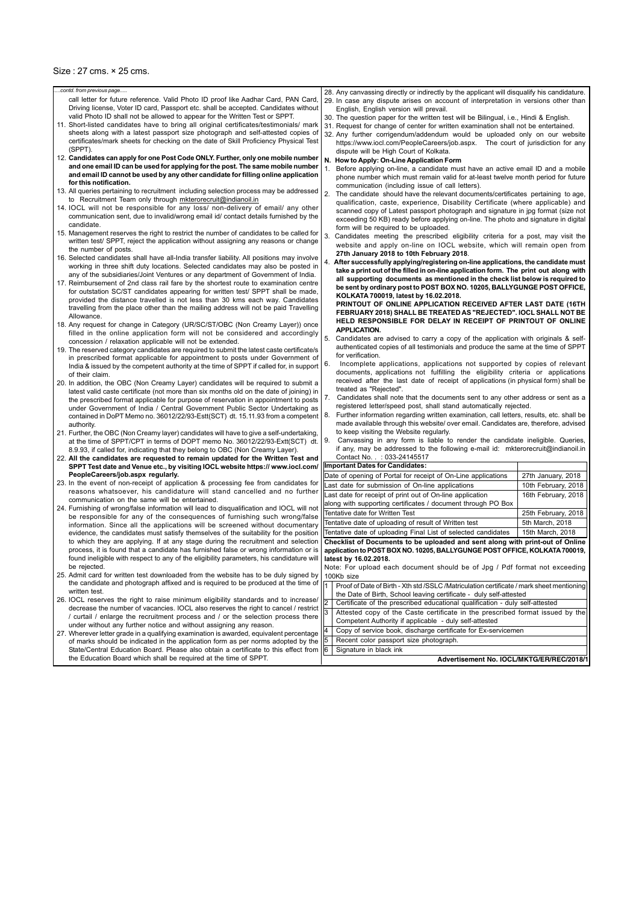Size : 27 cms. × 25 cms.

*....contd. from previous page.....*

call letter for future reference. Valid Photo ID proof like Aadhar Card, PAN Card, Driving license, Voter ID card, Passport etc. shall be accepted. Candidates without valid Photo ID shall not be allowed to appear for the Written Test or SPPT.

11. Short-listed candidates have to bring all original certificates/testimonials/ mark sheets along with a latest passport size photograph and self-attested copies of certificates/mark sheets for checking on the date of Skill Proficiency Physical Test (SPPT).
12. **Candidates can apply for one Post Code ONLY. Further, only one mobile number and one email ID can be used for applying for the post. The same mobile number and email ID cannot be used by any other candidate for filling online application for this notification.**
13. All queries pertaining to recruitment including selection process may be addressed to Recruitment Team only through mkterorecruit@indianoil.in
14. IOCL will not be responsible for any loss/ non-delivery of email/ any other communication sent, due to invalid/wrong email id/ contact details furnished by the candidate.
15. Management reserves the right to restrict the number of candidates to be called for written test/ SPPT, reject the application without assigning any reasons or change the number of posts.
16. Selected candidates shall have all-India transfer liability. All positions may involve working in three shift duty locations. Selected candidates may also be posted in any of the subsidiaries/Joint Ventures or any department of Government of India.
17. Reimbursement of 2nd class rail fare by the shortest route to examination centre for outstation SC/ST candidates appearing for written test/ SPPT shall be made, provided the distance travelled is not less than 30 kms each way. Candidates travelling from the place other than the mailing address will not be paid Travelling Allowance.
18. Any request for change in Category (UR/SC/ST/OBC (Non Creamy Layer)) once filled in the online application form will not be considered and accordingly concession / relaxation applicable will not be extended.
19. The reserved category candidates are required to submit the latest caste certificate/s in prescribed format applicable for appointment to posts under Government of India & issued by the competent authority at the time of SPPT if called for, in support of their claim.
20. In addition, the OBC (Non Creamy Layer) candidates will be required to submit a latest valid caste certificate (not more than six months old on the date of joining) in the prescribed format applicable for purpose of reservation in appointment to posts under Government of India / Central Government Public Sector Undertaking as contained in DoPT Memo no. 36012/22/93-Estt(SCT) dt. 15.11.93 from a competent authority.
21. Further, the OBC (Non Creamy layer) candidates will have to give a self-undertaking, at the time of SPPT/CPT in terms of DOPT memo No. 36012/22/93-Extt(SCT) dt. 8.9.93, if called for, indicating that they belong to OBC (Non Creamy Layer).
22. **All the candidates are requested to remain updated for the Written Test and SPPT Test date and Venue etc., by visiting IOCL website https:// www.iocl.com/ PeopleCareers/job.aspx regularly.**
23. In the event of non-receipt of application & processing fee from candidates for reasons whatsoever, his candidature will stand cancelled and no further communication on the same will be entertained.
24. Furnishing of wrong/false information will lead to disqualification and IOCL will not be responsible for any of the consequences of furnishing such wrong/false information. Since all the applications will be screened without documentary evidence, the candidates must satisfy themselves of the suitability for the position to which they are applying. If at any stage during the recruitment and selection process, it is found that a candidate has furnished false or wrong information or is found ineligible with respect to any of the eligibility parameters, his candidature will be rejected.
25. Admit card for written test downloaded from the website has to be duly signed by the candidate and photograph affixed and is required to be produced at the time of written test.
26. IOCL reserves the right to raise minimum eligibility standards and to increase/ decrease the number of vacancies. IOCL also reserves the right to cancel / restrict / curtail / enlarge the recruitment process and / or the selection process there under without any further notice and without assigning any reason.
27. Wherever letter grade in a qualifying examination is awarded, equivalent percentage of marks should be indicated in the application form as per norms adopted by the State/Central Education Board. Please also obtain a certificate to this effect from the Education Board which shall be required at the time of SPPT.
28. Any canvassing directly or indirectly by the applicant will disqualify his candidature.
29. In case any dispute arises on account of interpretation in versions other than English, English version will prevail.
30. The question paper for the written test will be Bilingual, i.e., Hindi & English.
31. Request for change of center for written examination shall not be entertained.
32. Any further corrigendum/addendum would be uploaded only on our website https://www.iocl.com/PeopleCareers/job.aspx. The court of jurisdiction for any dispute will be High Court of Kolkata.

**N. How to Apply: On-Line Application Form**

1. Before applying on-line, a candidate must have an active email ID and a mobile phone number which must remain valid for at-least twelve month period for future communication (including issue of call letters).
2. The candidate should have the relevant documents/certificates pertaining to age, qualification, caste, experience, Disability Certificate (where applicable) and scanned copy of Latest passport photograph and signature in jpg format (size not exceeding 50 KB) ready before applying on-line. The photo and signature in digital form will be required to be uploaded.
3. Candidates meeting the prescribed eligibility criteria for a post, may visit the website and apply on-line on IOCL website, which will remain open from **27th January 2018 to 10th February 2018**.
4. **After successfully applying/registering on-line applications, the candidate must take a print out of the filled in on-line application form. The print out along with all supporting documents as mentioned in the check list below is required to be sent by ordinary post to POST BOX NO. 10205, BALLYGUNGE POST OFFICE, KOLKATA 700019, latest by 16.02.2018.**
   **PRINTOUT OF ONLINE APPLICATION RECEIVED AFTER LAST DATE (16TH FEBRUARY 2018) SHALL BE TREATED AS "REJECTED". IOCL SHALL NOT BE HELD RESPONSIBLE FOR DELAY IN RECEIPT OF PRINTOUT OF ONLINE APPLICATION.**
5. Candidates are advised to carry a copy of the application with originals & self-authenticated copies of all testimonials and produce the same at the time of SPPT for verification.
6. Incomplete applications, applications not supported by copies of relevant documents, applications not fulfilling the eligibility criteria or applications received after the last date of receipt of applications (in physical form) shall be treated as "Rejected".
7. Candidates shall note that the documents sent to any other address or sent as a registered letter/speed post, shall stand automatically rejected.
8. Further information regarding written examination, call letters, results, etc. shall be made available through this website/ over email. Candidates are, therefore, advised to keep visiting the Website regularly.
9. Canvassing in any form is liable to render the candidate ineligible. Queries, if any, may be addressed to the following e-mail id: mkterorecruit@indianoil.in Contact No. . : 033-24145517

| **Important Dates for Candidates:** | |
|---|---|
| Date of opening of Portal for receipt of On-Line applications | 27th January, 2018 |
| Last date for submission of On-line applications | 10th February, 2018 |
| Last date for receipt of print out of On-line application along with supporting certificates / document through PO Box | 16th February, 2018 |
| Tentative date for Written Test | 25th February, 2018 |
| Tentative date of uploading of result of Written test | 5th March, 2018 |
| Tentative date of uploading Final List of selected candidates | 15th March, 2018 |

**Checklist of Documents to be uploaded and sent along with print-out of Online application to POST BOX NO. 10205, BALLYGUNGE POST OFFICE, KOLKATA 700019, latest by 16.02.2018.**

Note: For upload each document should be of Jpg / Pdf format not exceeding 100Kb size

| | |
|---|---|
| 1 | Proof of Date of Birth - Xth std /SSLC /Matriculation certificate / mark sheet mentioning the Date of Birth, School leaving certificate - duly self-attested |
| 2 | Certificate of the prescribed educational qualification - duly self-attested |
| 3 | Attested copy of the Caste certificate in the prescribed format issued by the Competent Authority if applicable - duly self-attested |
| 4 | Copy of service book, discharge certificate for Ex-servicemen |
| 5 | Recent color passport size photograph. |
| 6 | Signature in black ink |

**Advertisement No. IOCL/MKTG/ER/REC/2018/1**